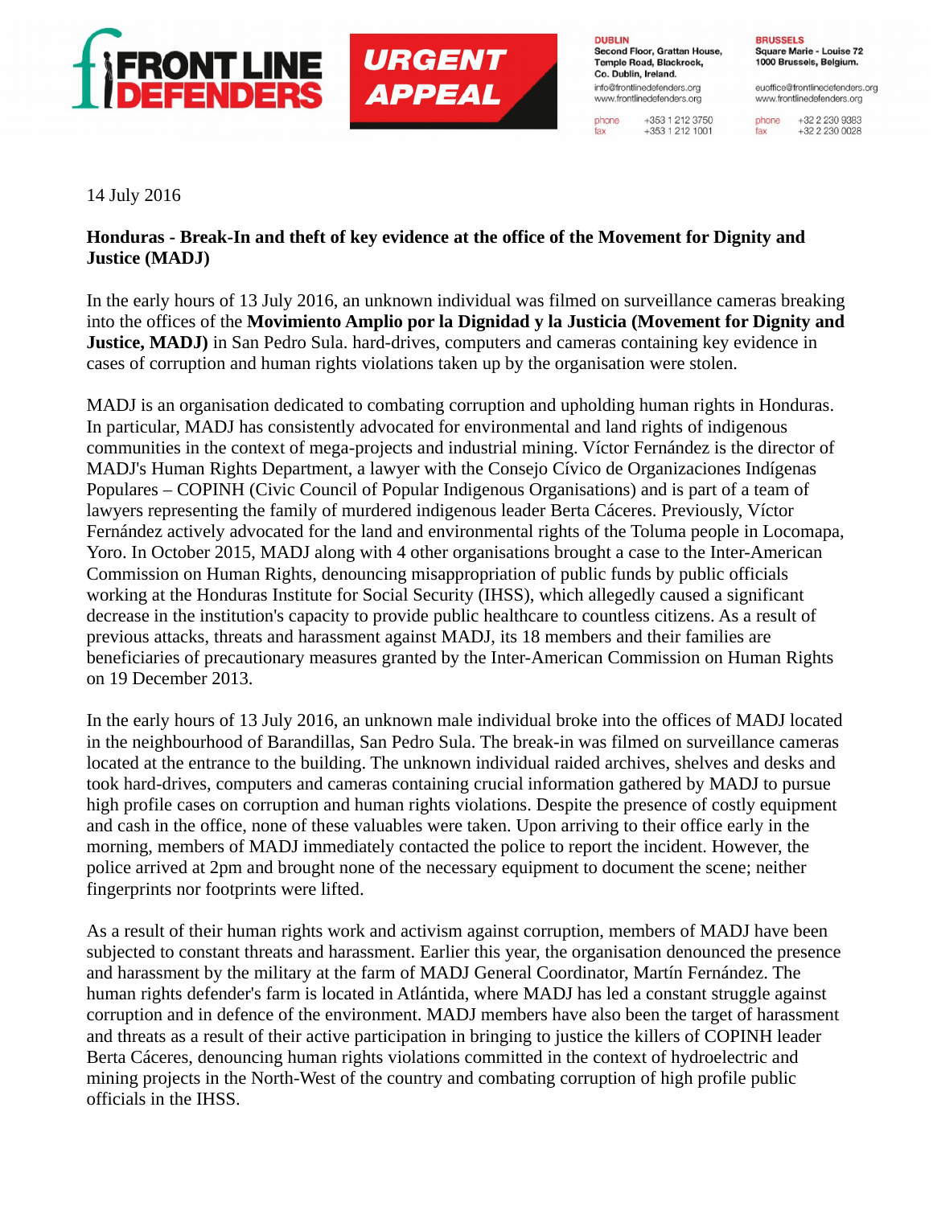FRONT LINE DEFENDERS

URGENT APPEAL

DUBLIN
Second Floor, Grattan House, Temple Road, Blackrock, Co. Dublin, Ireland.
info@frontlinedefenders.org
www.frontlinedefenders.org
phone +353 1 212 3750
fax +353 1 212 1001

BRUSSELS
Square Marie - Louise 72
1000 Brussels, Belgium.
euoffice@frontlinedefenders.org
www.frontlinedefenders.org
phone +32 2 230 9383
fax +32 2 230 0028

14 July 2016

**Honduras - Break-In and theft of key evidence at the office of the Movement for Dignity and Justice (MADJ)**

In the early hours of 13 July 2016, an unknown individual was filmed on surveillance cameras breaking into the offices of the **Movimiento Amplio por la Dignidad y la Justicia (Movement for Dignity and Justice, MADJ)** in San Pedro Sula. hard-drives, computers and cameras containing key evidence in cases of corruption and human rights violations taken up by the organisation were stolen.

MADJ is an organisation dedicated to combating corruption and upholding human rights in Honduras. In particular, MADJ has consistently advocated for environmental and land rights of indigenous communities in the context of mega-projects and industrial mining. Víctor Fernández is the director of MADJ's Human Rights Department, a lawyer with the Consejo Cívico de Organizaciones Indígenas Populares – COPINH (Civic Council of Popular Indigenous Organisations) and is part of a team of lawyers representing the family of murdered indigenous leader Berta Cáceres. Previously, Víctor Fernández actively advocated for the land and environmental rights of the Toluma people in Locomapa, Yoro. In October 2015, MADJ along with 4 other organisations brought a case to the Inter-American Commission on Human Rights, denouncing misappropriation of public funds by public officials working at the Honduras Institute for Social Security (IHSS), which allegedly caused a significant decrease in the institution's capacity to provide public healthcare to countless citizens. As a result of previous attacks, threats and harassment against MADJ, its 18 members and their families are beneficiaries of precautionary measures granted by the Inter-American Commission on Human Rights on 19 December 2013.

In the early hours of 13 July 2016, an unknown male individual broke into the offices of MADJ located in the neighbourhood of Barandillas, San Pedro Sula. The break-in was filmed on surveillance cameras located at the entrance to the building. The unknown individual raided archives, shelves and desks and took hard-drives, computers and cameras containing crucial information gathered by MADJ to pursue high profile cases on corruption and human rights violations. Despite the presence of costly equipment and cash in the office, none of these valuables were taken. Upon arriving to their office early in the morning, members of MADJ immediately contacted the police to report the incident. However, the police arrived at 2pm and brought none of the necessary equipment to document the scene; neither fingerprints nor footprints were lifted.

As a result of their human rights work and activism against corruption, members of MADJ have been subjected to constant threats and harassment. Earlier this year, the organisation denounced the presence and harassment by the military at the farm of MADJ General Coordinator, Martín Fernández. The human rights defender's farm is located in Atlántida, where MADJ has led a constant struggle against corruption and in defence of the environment. MADJ members have also been the target of harassment and threats as a result of their active participation in bringing to justice the killers of COPINH leader Berta Cáceres, denouncing human rights violations committed in the context of hydroelectric and mining projects in the North-West of the country and combating corruption of high profile public officials in the IHSS.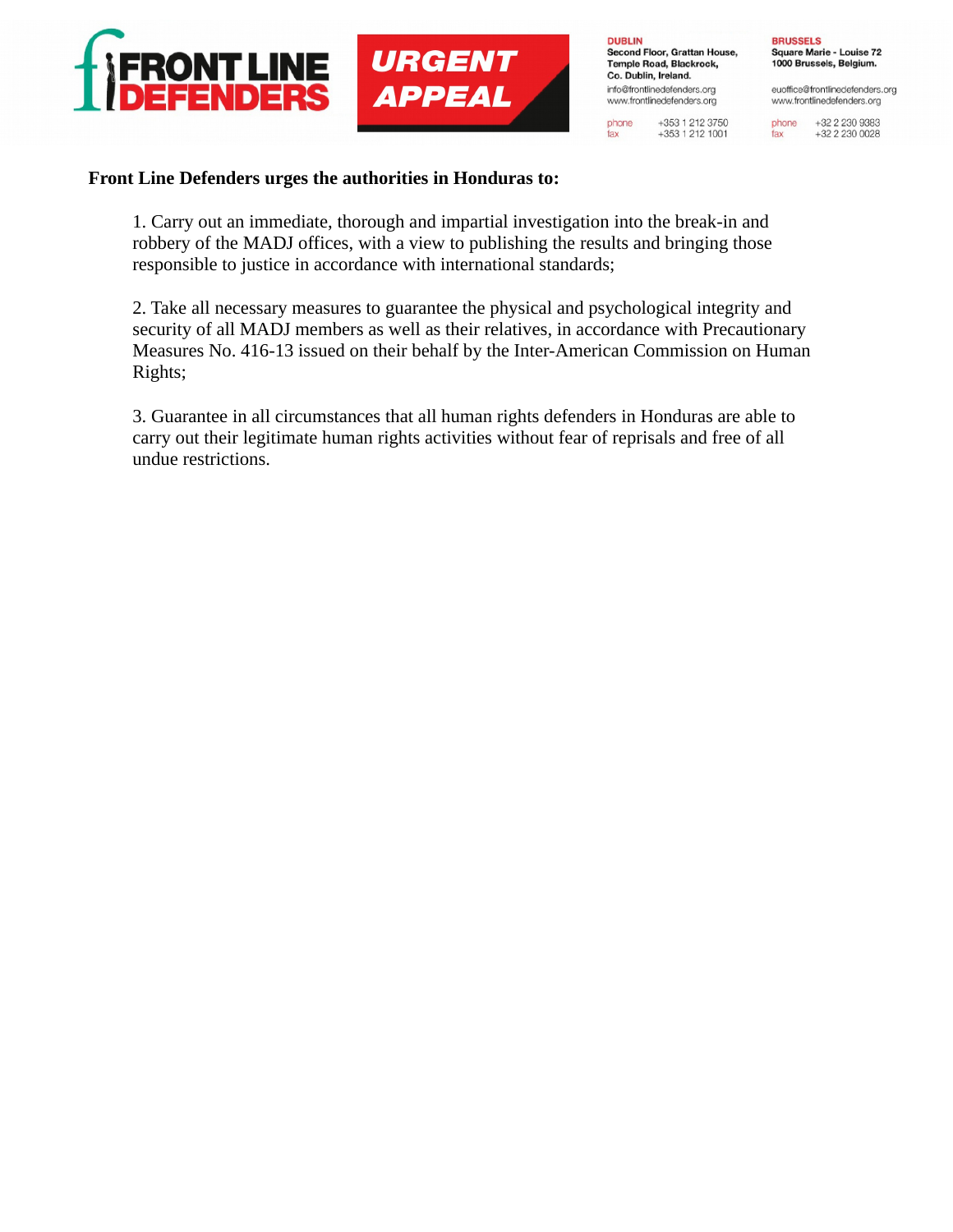**Front Line Defenders urges the authorities in Honduras to:**

1. Carry out an immediate, thorough and impartial investigation into the break-in and robbery of the MADJ offices, with a view to publishing the results and bringing those responsible to justice in accordance with international standards;

2. Take all necessary measures to guarantee the physical and psychological integrity and security of all MADJ members as well as their relatives, in accordance with Precautionary Measures No. 416-13 issued on their behalf by the Inter-American Commission on Human Rights;

3. Guarantee in all circumstances that all human rights defenders in Honduras are able to carry out their legitimate human rights activities without fear of reprisals and free of all undue restrictions.